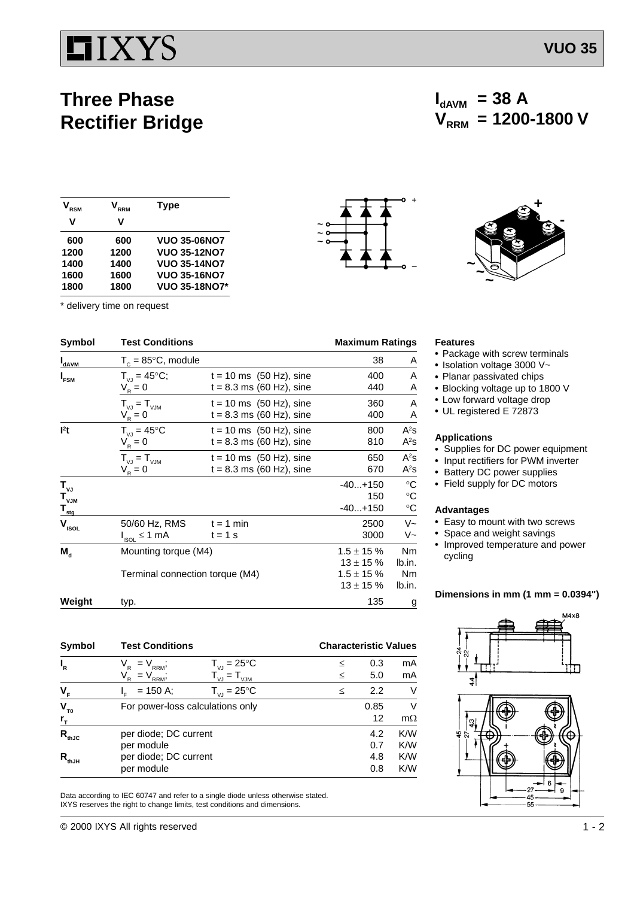# Three Phase Rectifier Bridge

**VUO 35**

$I_{dAVM}$ = 38 A
$V_{RRM}$ = 1200-1800 V

| $V_{RSM}$ V | $V_{RRM}$ V | Type |
|---|---|---|
| 600 | 600 | VUO 35-06NO7 |
| 1200 | 1200 | VUO 35-12NO7 |
| 1400 | 1400 | VUO 35-14NO7 |
| 1600 | 1600 | VUO 35-16NO7 |
| 1800 | 1800 | VUO 35-18NO7* |

\* delivery time on request

| Symbol | Test Conditions | | Maximum Ratings | |
|---|---|---|---|---|
| $I_{dAVM}$ | $T_C$ = 85°C, module | | 38 | A |
| $I_{FSM}$ | $T_{VJ}$ = 45°C; $V_R$ = 0 | t = 10 ms (50 Hz), sine<br>t = 8.3 ms (60 Hz), sine | 400<br>440 | A<br>A |
| | $T_{VJ} = T_{VJM}$; $V_R$ = 0 | t = 10 ms (50 Hz), sine<br>t = 8.3 ms (60 Hz), sine | 360<br>400 | A<br>A |
| $I^2t$ | $T_{VJ}$ = 45°C; $V_R$ = 0 | t = 10 ms (50 Hz), sine<br>t = 8.3 ms (60 Hz), sine | 800<br>810 | $A^2s$<br>$A^2s$ |
| | $T_{VJ} = T_{VJM}$; $V_R$ = 0 | t = 10 ms (50 Hz), sine<br>t = 8.3 ms (60 Hz), sine | 650<br>670 | $A^2s$<br>$A^2s$ |
| $T_{VJ}$ | | | -40...+150 | °C |
| $T_{VJM}$ | | | 150 | °C |
| $T_{stg}$ | | | -40...+150 | °C |
| $V_{ISOL}$ | 50/60 Hz, RMS | t = 1 min | 2500 | V~ |
| | $I_{ISOL}$ ≤ 1 mA | t = 1 s | 3000 | V~ |
| $M_d$ | Mounting torque (M4) | | 1.5 ± 15 %<br>13 ± 15 % | Nm<br>lb.in. |
| | Terminal connection torque (M4) | | 1.5 ± 15 %<br>13 ± 15 % | Nm<br>lb.in. |
| Weight | typ. | | 135 | g |

| Symbol | Test Conditions | | Characteristic Values | | |
|---|---|---|---|---|---|
| $I_R$ | $V_R = V_{RRM}$; | $T_{VJ}$ = 25°C | ≤ | 0.3 | mA |
| | $V_R = V_{RRM}$; | $T_{VJ} = T_{VJM}$ | ≤ | 5.0 | mA |
| $V_F$ | $I_F$ = 150 A; | $T_{VJ}$ = 25°C | ≤ | 2.2 | V |
| $V_{T0}$ | For power-loss calculations only | | | 0.85 | V |
| $r_T$ | | | | 12 | mΩ |
| $R_{thJC}$ | per diode; DC current | | | 4.2 | K/W |
| | per module | | | 0.7 | K/W |
| $R_{thJH}$ | per diode; DC current | | | 4.8 | K/W |
| | per module | | | 0.8 | K/W |

Data according to IEC 60747 and refer to a single diode unless otherwise stated.
IXYS reserves the right to change limits, test conditions and dimensions.

### Features
- Package with screw terminals
- Isolation voltage 3000 V~
- Planar passivated chips
- Blocking voltage up to 1800 V
- Low forward voltage drop
- UL registered E 72873

### Applications
- Supplies for DC power equipment
- Input rectifiers for PWM inverter
- Battery DC power supplies
- Field supply for DC motors

### Advantages
- Easy to mount with two screws
- Space and weight savings
- Improved temperature and power cycling

**Dimensions in mm (1 mm = 0.0394")**

© 2000 IXYS All rights reserved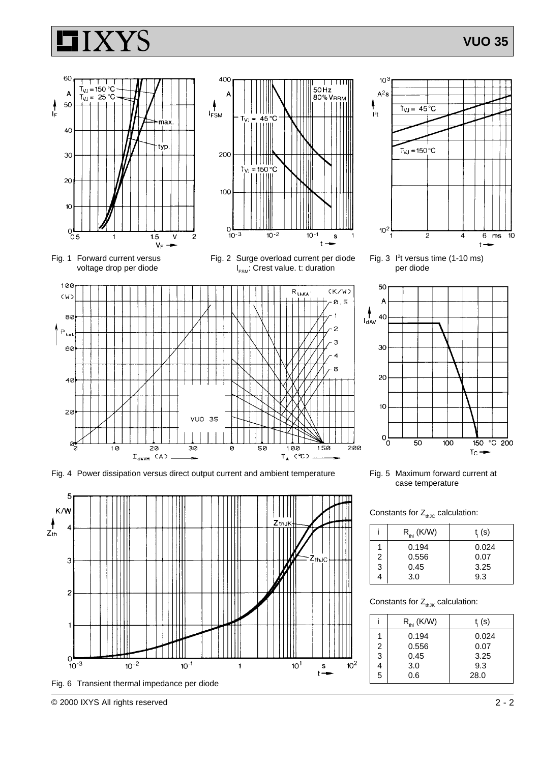Fig. 1 Forward current versus voltage drop per diode

Fig. 2 Surge overload current per diode $I_{FSM}$: Crest value. t: duration

Fig. 3 $I^2t$ versus time (1-10 ms) per diode

Fig. 4 Power dissipation versus direct output current and ambient temperature

Fig. 5 Maximum forward current at case temperature

Fig. 6 Transient thermal impedance per diode

Constants for $Z_{thJC}$ calculation:

| i | $R_{thi}$ (K/W) | $t_i$ (s) |
|---|---|---|
| 1 | 0.194 | 0.024 |
| 2 | 0.556 | 0.07 |
| 3 | 0.45 | 3.25 |
| 4 | 3.0 | 9.3 |

Constants for $Z_{thJK}$ calculation:

| i | $R_{thi}$ (K/W) | $t_i$ (s) |
|---|---|---|
| 1 | 0.194 | 0.024 |
| 2 | 0.556 | 0.07 |
| 3 | 0.45 | 3.25 |
| 4 | 3.0 | 9.3 |
| 5 | 0.6 | 28.0 |

© 2000 IXYS All rights reserved